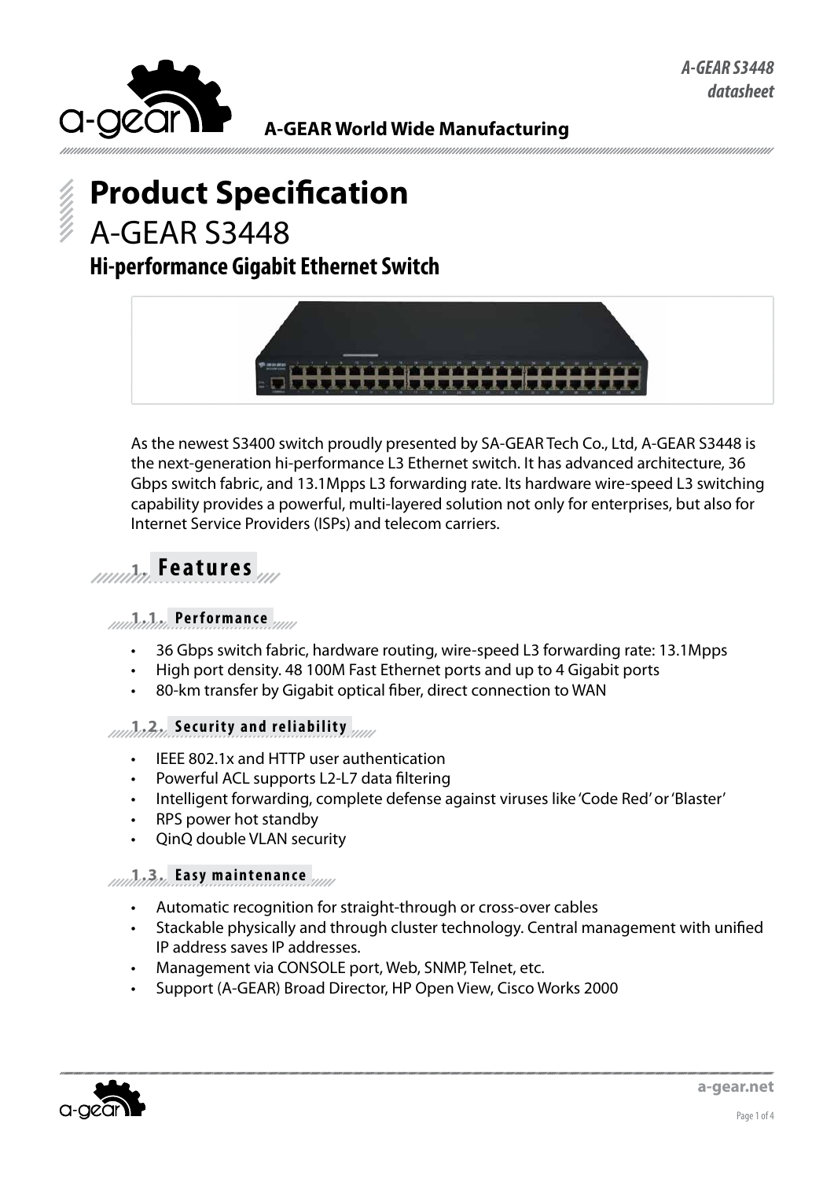A-GEAR World Wide Manufacturing

# Product Specification

## A-GEAR S3448

### Hi-performance Gigabit Ethernet Switch

As the newest S3400 switch proudly presented by SA-GEAR Tech Co., Ltd, A-GEAR S3448 is the next-generation hi-performance L3 Ethernet switch. It has advanced architecture, 36 Gbps switch fabric, and 13.1Mpps L3 forwarding rate. Its hardware wire-speed L3 switching capability provides a powerful, multi-layered solution not only for enterprises, but also for Internet Service Providers (ISPs) and telecom carriers.

## 1. Features

### 1.1. Performance

- 36 Gbps switch fabric, hardware routing, wire-speed L3 forwarding rate: 13.1Mpps
- High port density. 48 100M Fast Ethernet ports and up to 4 Gigabit ports
- 80-km transfer by Gigabit optical fiber, direct connection to WAN

### 1.2. Security and reliability

- IEEE 802.1x and HTTP user authentication
- Powerful ACL supports L2-L7 data filtering
- Intelligent forwarding, complete defense against viruses like 'Code Red' or 'Blaster'
- RPS power hot standby
- QinQ double VLAN security

### 1.3. Easy maintenance

- Automatic recognition for straight-through or cross-over cables
- Stackable physically and through cluster technology. Central management with unified IP address saves IP addresses.
- Management via CONSOLE port, Web, SNMP, Telnet, etc.
- Support (A-GEAR) Broad Director, HP Open View, Cisco Works 2000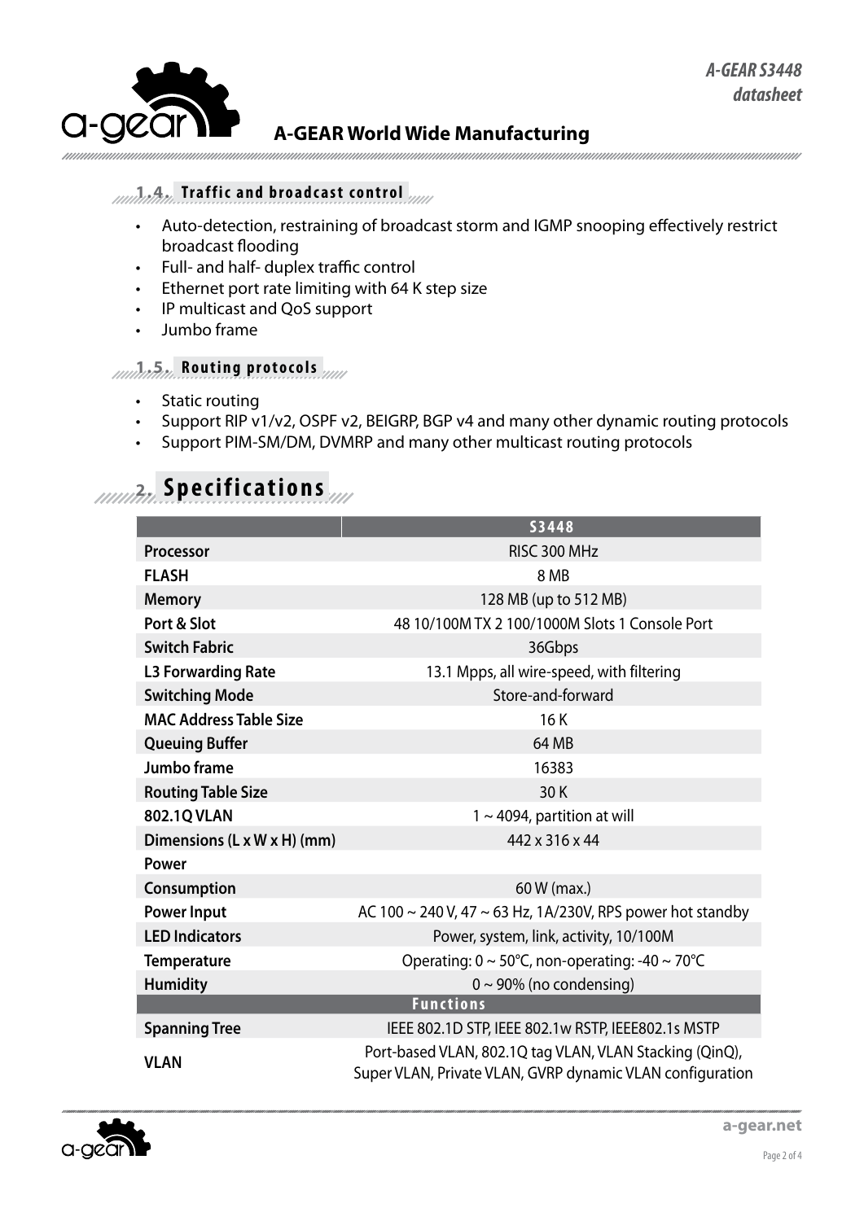### 1.4. Traffic and broadcast control

- Auto-detection, restraining of broadcast storm and IGMP snooping effectively restrict broadcast flooding
- Full- and half- duplex traffic control
- Ethernet port rate limiting with 64 K step size
- IP multicast and QoS support
- Jumbo frame

### 1.5. Routing protocols

- Static routing
- Support RIP v1/v2, OSPF v2, BEIGRP, BGP v4 and many other dynamic routing protocols
- Support PIM-SM/DM, DVMRP and many other multicast routing protocols

## 2. Specifications

| | S3448 |
|---|---|
| **Processor** | RISC 300 MHz |
| **FLASH** | 8 MB |
| **Memory** | 128 MB (up to 512 MB) |
| **Port & Slot** | 48 10/100M TX 2 100/1000M Slots 1 Console Port |
| **Switch Fabric** | 36Gbps |
| **L3 Forwarding Rate** | 13.1 Mpps, all wire-speed, with filtering |
| **Switching Mode** | Store-and-forward |
| **MAC Address Table Size** | 16 K |
| **Queuing Buffer** | 64 MB |
| **Jumbo frame** | 16383 |
| **Routing Table Size** | 30 K |
| **802.1Q VLAN** | 1 ~ 4094, partition at will |
| **Dimensions (L x W x H) (mm)** | 442 x 316 x 44 |
| **Power** | |
| **Consumption** | 60 W (max.) |
| **Power Input** | AC 100 ~ 240 V, 47 ~ 63 Hz, 1A/230V, RPS power hot standby |
| **LED Indicators** | Power, system, link, activity, 10/100M |
| **Temperature** | Operating: 0 ~ 50°C, non-operating: -40 ~ 70°C |
| **Humidity** | 0 ~ 90% (no condensing) |
| **Functions** | |
| **Spanning Tree** | IEEE 802.1D STP, IEEE 802.1w RSTP, IEEE802.1s MSTP |
| **VLAN** | Port-based VLAN, 802.1Q tag VLAN, VLAN Stacking (QinQ), Super VLAN, Private VLAN, GVRP dynamic VLAN configuration |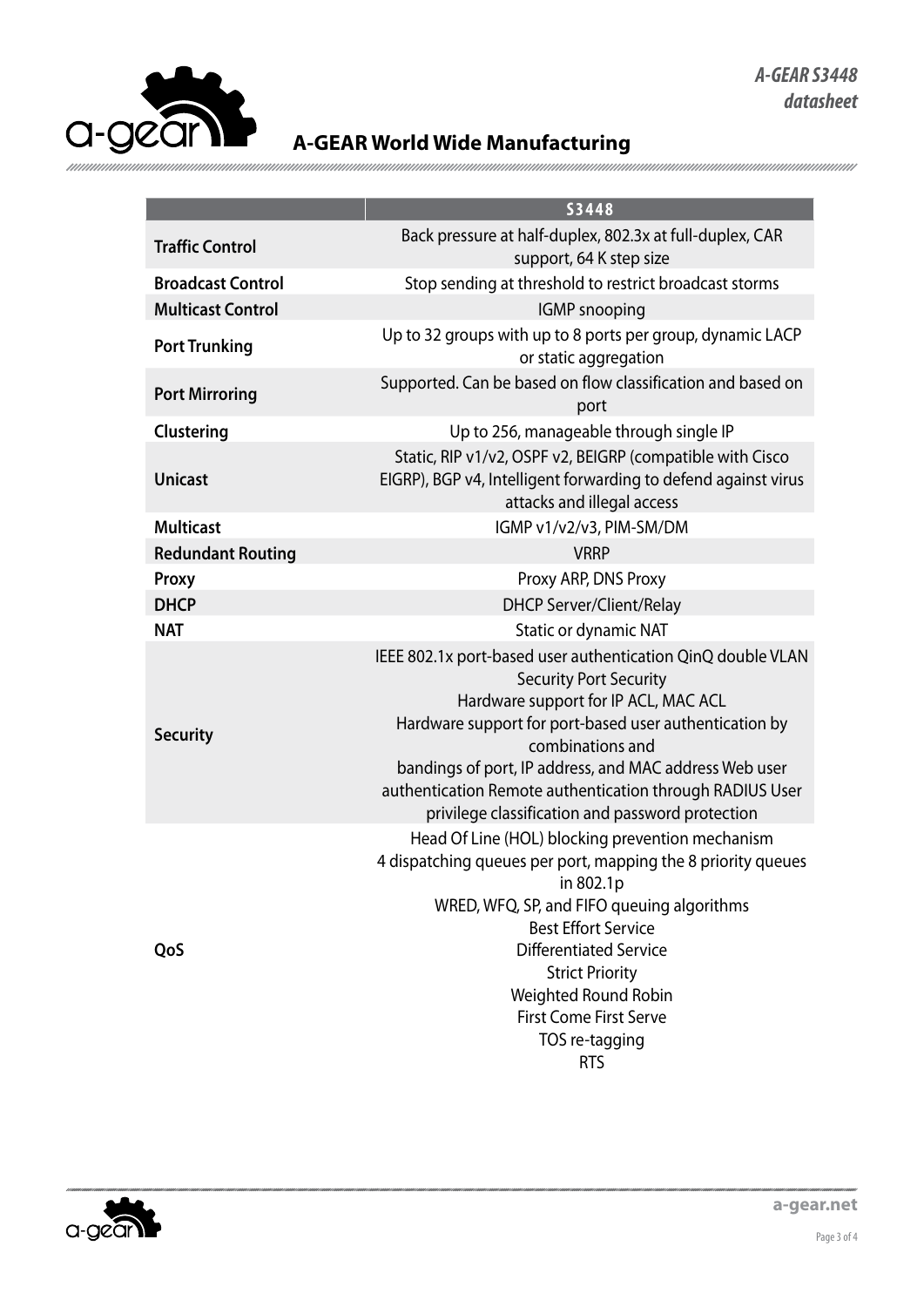| | S3448 |
|---|---|
| **Traffic Control** | Back pressure at half-duplex, 802.3x at full-duplex, CAR support, 64 K step size |
| **Broadcast Control** | Stop sending at threshold to restrict broadcast storms |
| **Multicast Control** | IGMP snooping |
| **Port Trunking** | Up to 32 groups with up to 8 ports per group, dynamic LACP or static aggregation |
| **Port Mirroring** | Supported. Can be based on flow classification and based on port |
| **Clustering** | Up to 256, manageable through single IP |
| **Unicast** | Static, RIP v1/v2, OSPF v2, BEIGRP (compatible with Cisco EIGRP), BGP v4, Intelligent forwarding to defend against virus attacks and illegal access |
| **Multicast** | IGMP v1/v2/v3, PIM-SM/DM |
| **Redundant Routing** | VRRP |
| **Proxy** | Proxy ARP, DNS Proxy |
| **DHCP** | DHCP Server/Client/Relay |
| **NAT** | Static or dynamic NAT |
| **Security** | IEEE 802.1x port-based user authentication QinQ double VLAN Security Port Security<br>Hardware support for IP ACL, MAC ACL<br>Hardware support for port-based user authentication by combinations and<br>bandings of port, IP address, and MAC address Web user authentication Remote authentication through RADIUS User privilege classification and password protection |
| **QoS** | Head Of Line (HOL) blocking prevention mechanism<br>4 dispatching queues per port, mapping the 8 priority queues in 802.1p<br>WRED, WFQ, SP, and FIFO queuing algorithms<br>Best Effort Service<br>Differentiated Service<br>Strict Priority<br>Weighted Round Robin<br>First Come First Serve<br>TOS re-tagging<br>RTS |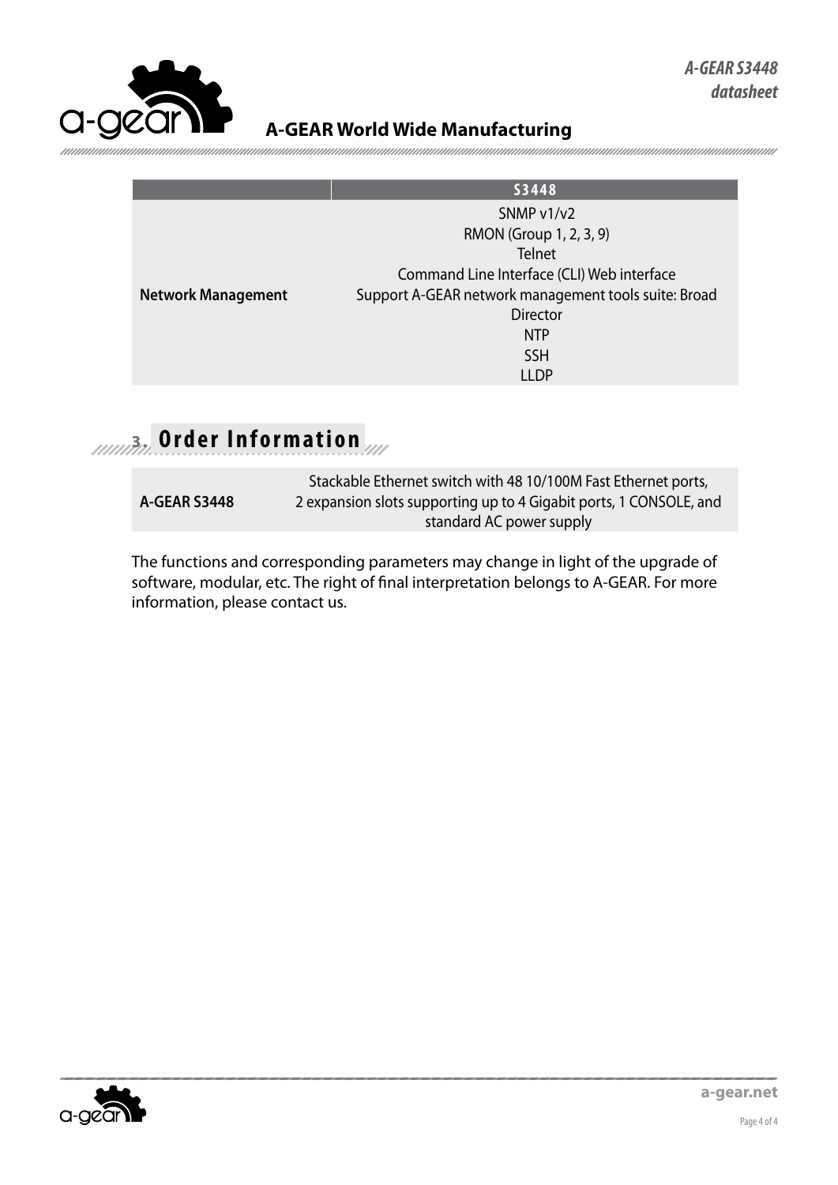| | S3448 |
|---|---|
| **Network Management** | SNMP v1/v2<br>RMON (Group 1, 2, 3, 9)<br>Telnet<br>Command Line Interface (CLI) Web interface<br>Support A-GEAR network management tools suite: Broad Director<br>NTP<br>SSH<br>LLDP |

## 3. Order Information

| | |
|---|---|
| **A-GEAR S3448** | Stackable Ethernet switch with 48 10/100M Fast Ethernet ports, 2 expansion slots supporting up to 4 Gigabit ports, 1 CONSOLE, and standard AC power supply |

The functions and corresponding parameters may change in light of the upgrade of software, modular, etc. The right of final interpretation belongs to A-GEAR. For more information, please contact us.